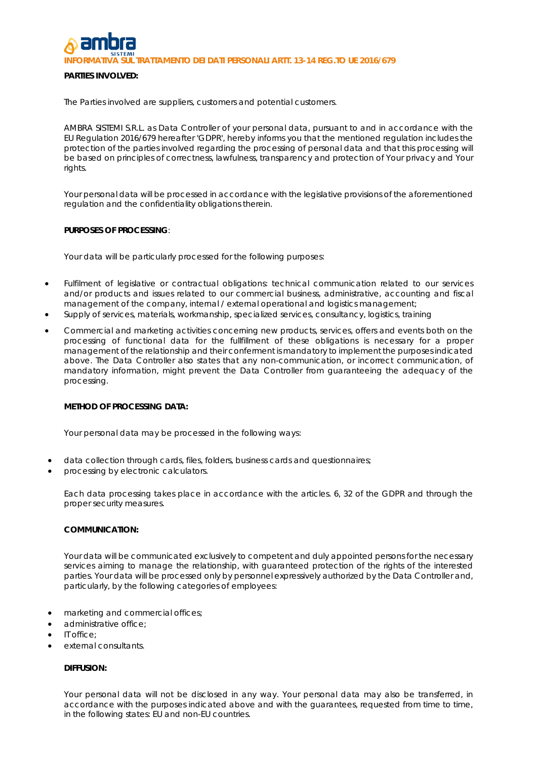ambra SISTEMI

# INFORMATIVA SUL TRATTAMENTO DEI DATI PERSONALI ARTT. 13-14 REG.TO UE 2016/679

**PARTIES INVOLVED:**

The Parties involved are suppliers, customers and potential customers.

AMBRA SISTEMI S.R.L. as Data Controller of your personal data, pursuant to and in accordance with the EU Regulation 2016/679 hereafter 'GDPR', hereby informs you that the mentioned regulation includes the protection of the parties involved regarding the processing of personal data and that this processing will be based on principles of correctness, lawfulness, transparency and protection of Your privacy and Your rights.

Your personal data will be processed in accordance with the legislative provisions of the aforementioned regulation and the confidentiality obligations therein.

**PURPOSES OF PROCESSING**:

Your data will be particularly processed for the following purposes:

- Fulfilment of legislative or contractual obligations: technical communication related to our services and/or products and issues related to our commercial business, administrative, accounting and fiscal management of the company, internal / external operational and logistics management;
- Supply of services, materials, workmanship, specialized services, consultancy, logistics, training
- Commercial and marketing activities concerning new products, services, offers and events both on the processing of functional data for the fullfillment of these obligations is necessary for a proper management of the relationship and their conferment is mandatory to implement the purposes indicated above. The Data Controller also states that any non-communication, or incorrect communication, of mandatory information, might prevent the Data Controller from guaranteeing the adequacy of the processing.

**METHOD OF PROCESSING DATA:**

Your personal data may be processed in the following ways:

- data collection through cards, files, folders, business cards and questionnaires;
- processing by electronic calculators.

Each data processing takes place in accordance with the articles. 6, 32 of the GDPR and through the proper security measures.

**COMMUNICATION:**

Your data will be communicated exclusively to competent and duly appointed persons for the necessary services aiming to manage the relationship, with guaranteed protection of the rights of the interested parties. Your data will be processed only by personnel expressively authorized by the Data Controller and, particularly, by the following categories of employees:

- marketing and commercial offices;
- administrative office;
- IT office;
- external consultants.

**DIFFUSION:**

Your personal data will not be disclosed in any way. Your personal data may also be transferred, in accordance with the purposes indicated above and with the guarantees, requested from time to time, in the following states: EU and non-EU countries.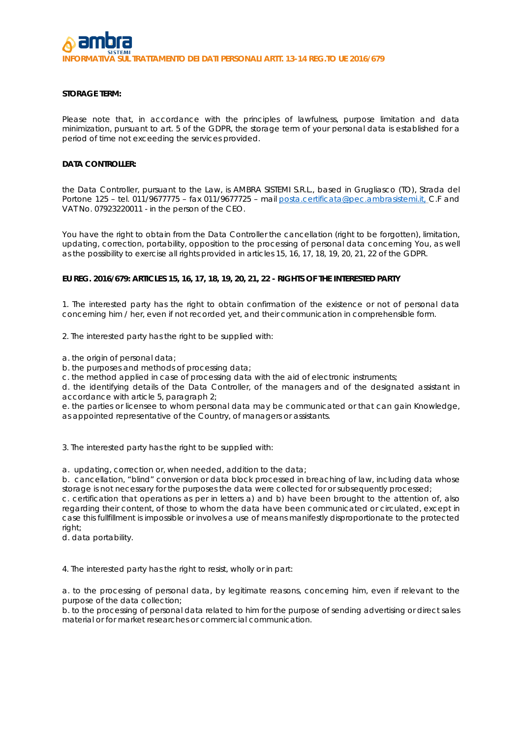**STORAGE TERM:**

Please note that, in accordance with the principles of lawfulness, purpose limitation and data minimization, pursuant to art. 5 of the GDPR, the storage term of your personal data is established for a period of time not exceeding the services provided.

**DATA CONTROLLER:**

the Data Controller, pursuant to the Law, is AMBRA SISTEMI S.R.L., based in Grugliasco (TO), Strada del Portone 125 – tel. 011/9677775 – fax 011/9677725 – mail posta.certificata@pec.ambrasistemi.it, C.F and VAT No. 07923220011 - in the person of the CEO.

You have the right to obtain from the Data Controller the cancellation (right to be forgotten), limitation, updating, correction, portability, opposition to the processing of personal data concerning You, as well as the possibility to exercise all rights provided in articles 15, 16, 17, 18, 19, 20, 21, 22 of the GDPR.

**EU REG. 2016/679: ARTICLES 15, 16, 17, 18, 19, 20, 21, 22 - RIGHTS OF THE INTERESTED PARTY**

1. The interested party has the right to obtain confirmation of the existence or not of personal data concerning him / her, even if not recorded yet, and their communication in comprehensible form.

2. The interested party has the right to be supplied with:

a. the origin of personal data;
b. the purposes and methods of processing data;
c. the method applied in case of processing data with the aid of electronic instruments;
d. the identifying details of the Data Controller, of the managers and of the designated assistant in accordance with article 5, paragraph 2;
e. the parties or licensee to whom personal data may be communicated or that can gain Knowledge, as appointed representative of the Country, of managers or assistants.

3. The interested party has the right to be supplied with:

a. updating, correction or, when needed, addition to the data;
b. cancellation, "blind" conversion or data block processed in breaching of law, including data whose storage is not necessary for the purposes the data were collected for or subsequently processed;
c. certification that operations as per in letters a) and b) have been brought to the attention of, also regarding their content, of those to whom the data have been communicated or circulated, except in case this fullfillment is impossible or involves a use of means manifestly disproportionate to the protected right;
d. data portability.

4. The interested party has the right to resist, wholly or in part:

a. to the processing of personal data, by legitimate reasons, concerning him, even if relevant to the purpose of the data collection;
b. to the processing of personal data related to him for the purpose of sending advertising or direct sales material or for market researches or commercial communication.